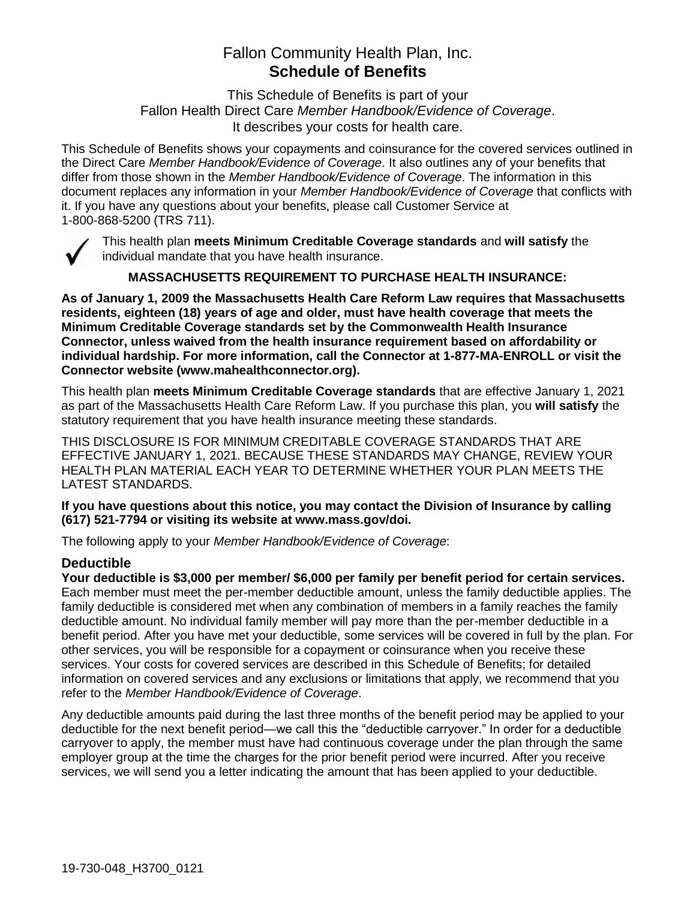# Fallon Community Health Plan, Inc.
## Schedule of Benefits

This Schedule of Benefits is part of your
Fallon Health Direct Care *Member Handbook/Evidence of Coverage*.
It describes your costs for health care.

This Schedule of Benefits shows your copayments and coinsurance for the covered services outlined in the Direct Care *Member Handbook/Evidence of Coverage*. It also outlines any of your benefits that differ from those shown in the *Member Handbook/Evidence of Coverage*. The information in this document replaces any information in your *Member Handbook/Evidence of Coverage* that conflicts with it. If you have any questions about your benefits, please call Customer Service at 1-800-868-5200 (TRS 711).

✓ This health plan **meets Minimum Creditable Coverage standards** and **will satisfy** the individual mandate that you have health insurance.

**MASSACHUSETTS REQUIREMENT TO PURCHASE HEALTH INSURANCE:**

**As of January 1, 2009 the Massachusetts Health Care Reform Law requires that Massachusetts residents, eighteen (18) years of age and older, must have health coverage that meets the Minimum Creditable Coverage standards set by the Commonwealth Health Insurance Connector, unless waived from the health insurance requirement based on affordability or individual hardship. For more information, call the Connector at 1-877-MA-ENROLL or visit the Connector website (www.mahealthconnector.org).**

This health plan **meets Minimum Creditable Coverage standards** that are effective January 1, 2021 as part of the Massachusetts Health Care Reform Law. If you purchase this plan, you **will satisfy** the statutory requirement that you have health insurance meeting these standards.

THIS DISCLOSURE IS FOR MINIMUM CREDITABLE COVERAGE STANDARDS THAT ARE EFFECTIVE JANUARY 1, 2021. BECAUSE THESE STANDARDS MAY CHANGE, REVIEW YOUR HEALTH PLAN MATERIAL EACH YEAR TO DETERMINE WHETHER YOUR PLAN MEETS THE LATEST STANDARDS.

**If you have questions about this notice, you may contact the Division of Insurance by calling (617) 521-7794 or visiting its website at www.mass.gov/doi.**

The following apply to your *Member Handbook/Evidence of Coverage*:

### Deductible

**Your deductible is $3,000 per member/ $6,000 per family per benefit period for certain services.** Each member must meet the per-member deductible amount, unless the family deductible applies. The family deductible is considered met when any combination of members in a family reaches the family deductible amount. No individual family member will pay more than the per-member deductible in a benefit period. After you have met your deductible, some services will be covered in full by the plan. For other services, you will be responsible for a copayment or coinsurance when you receive these services. Your costs for covered services are described in this Schedule of Benefits; for detailed information on covered services and any exclusions or limitations that apply, we recommend that you refer to the *Member Handbook/Evidence of Coverage*.

Any deductible amounts paid during the last three months of the benefit period may be applied to your deductible for the next benefit period—we call this the "deductible carryover." In order for a deductible carryover to apply, the member must have had continuous coverage under the plan through the same employer group at the time the charges for the prior benefit period were incurred. After you receive services, we will send you a letter indicating the amount that has been applied to your deductible.

19-730-048_H3700_0121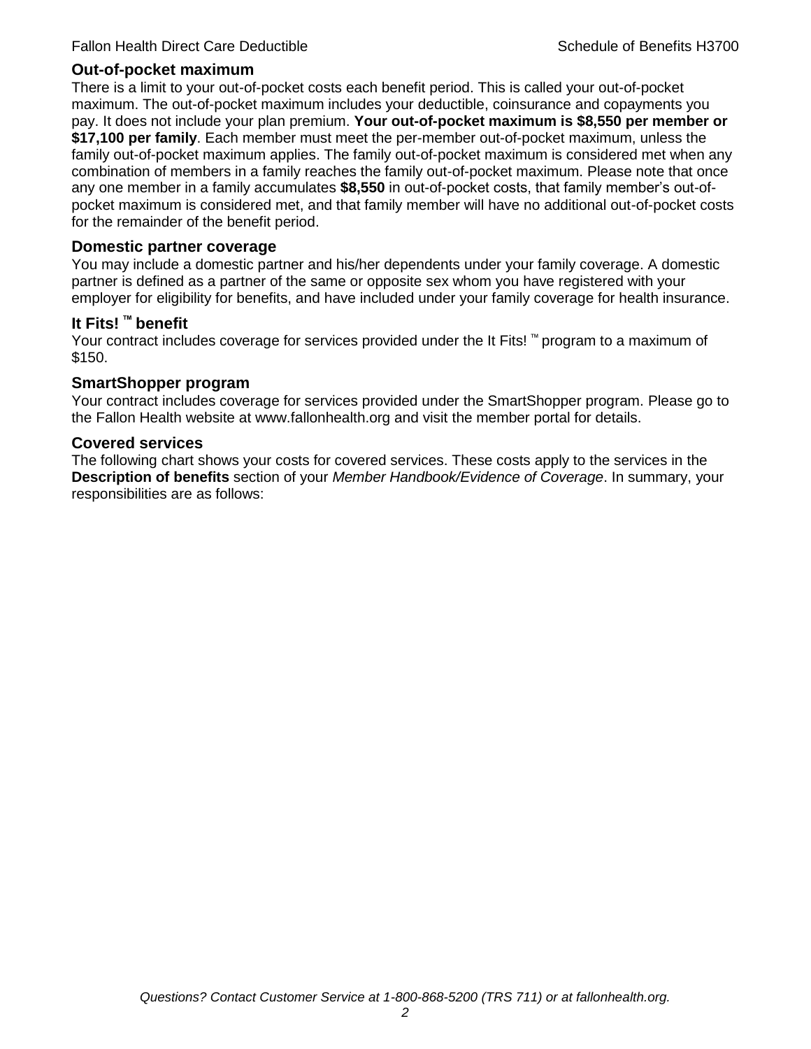## Out-of-pocket maximum

There is a limit to your out-of-pocket costs each benefit period. This is called your out-of-pocket maximum. The out-of-pocket maximum includes your deductible, coinsurance and copayments you pay. It does not include your plan premium. **Your out-of-pocket maximum is $8,550 per member or $17,100 per family**. Each member must meet the per-member out-of-pocket maximum, unless the family out-of-pocket maximum applies. The family out-of-pocket maximum is considered met when any combination of members in a family reaches the family out-of-pocket maximum. Please note that once any one member in a family accumulates **$8,550** in out-of-pocket costs, that family member's out-of-pocket maximum is considered met, and that family member will have no additional out-of-pocket costs for the remainder of the benefit period.

## Domestic partner coverage

You may include a domestic partner and his/her dependents under your family coverage. A domestic partner is defined as a partner of the same or opposite sex whom you have registered with your employer for eligibility for benefits, and have included under your family coverage for health insurance.

## It Fits! ™ benefit

Your contract includes coverage for services provided under the It Fits! ™ program to a maximum of $150.

## SmartShopper program

Your contract includes coverage for services provided under the SmartShopper program. Please go to the Fallon Health website at www.fallonhealth.org and visit the member portal for details.

## Covered services

The following chart shows your costs for covered services. These costs apply to the services in the **Description of benefits** section of your *Member Handbook/Evidence of Coverage*. In summary, your responsibilities are as follows: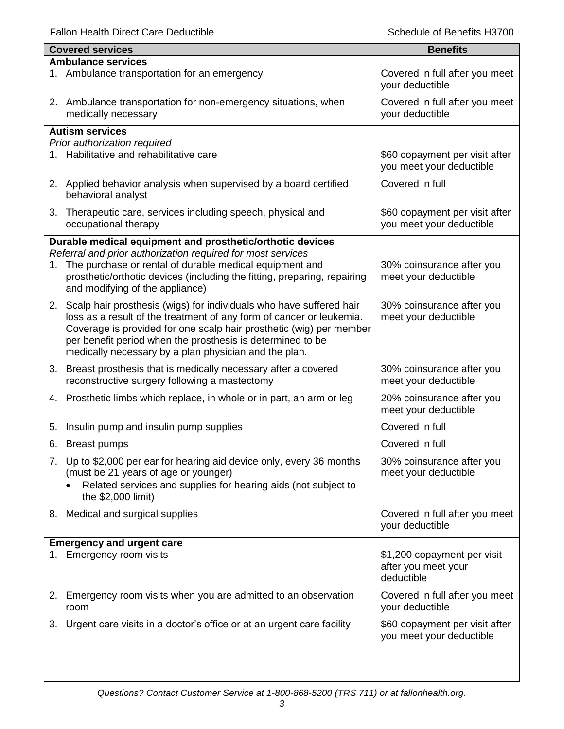| Covered services | Benefits |
|---|---|
| **Ambulance services** | |
| 1. Ambulance transportation for an emergency | Covered in full after you meet your deductible |
| 2. Ambulance transportation for non-emergency situations, when medically necessary | Covered in full after you meet your deductible |
| **Autism services** *Prior authorization required* | |
| 1. Habilitative and rehabilitative care | \$60 copayment per visit after you meet your deductible |
| 2. Applied behavior analysis when supervised by a board certified behavioral analyst | Covered in full |
| 3. Therapeutic care, services including speech, physical and occupational therapy | \$60 copayment per visit after you meet your deductible |
| **Durable medical equipment and prosthetic/orthotic devices** *Referral and prior authorization required for most services* | |
| 1. The purchase or rental of durable medical equipment and prosthetic/orthotic devices (including the fitting, preparing, repairing and modifying of the appliance) | 30% coinsurance after you meet your deductible |
| 2. Scalp hair prosthesis (wigs) for individuals who have suffered hair loss as a result of the treatment of any form of cancer or leukemia. Coverage is provided for one scalp hair prosthetic (wig) per member per benefit period when the prosthesis is determined to be medically necessary by a plan physician and the plan. | 30% coinsurance after you meet your deductible |
| 3. Breast prosthesis that is medically necessary after a covered reconstructive surgery following a mastectomy | 30% coinsurance after you meet your deductible |
| 4. Prosthetic limbs which replace, in whole or in part, an arm or leg | 20% coinsurance after you meet your deductible |
| 5. Insulin pump and insulin pump supplies | Covered in full |
| 6. Breast pumps | Covered in full |
| 7. Up to \$2,000 per ear for hearing aid device only, every 36 months (must be 21 years of age or younger) <br>• Related services and supplies for hearing aids (not subject to the \$2,000 limit) | 30% coinsurance after you meet your deductible |
| 8. Medical and surgical supplies | Covered in full after you meet your deductible |
| **Emergency and urgent care** | |
| 1. Emergency room visits | \$1,200 copayment per visit after you meet your deductible |
| 2. Emergency room visits when you are admitted to an observation room | Covered in full after you meet your deductible |
| 3. Urgent care visits in a doctor's office or at an urgent care facility | \$60 copayment per visit after you meet your deductible |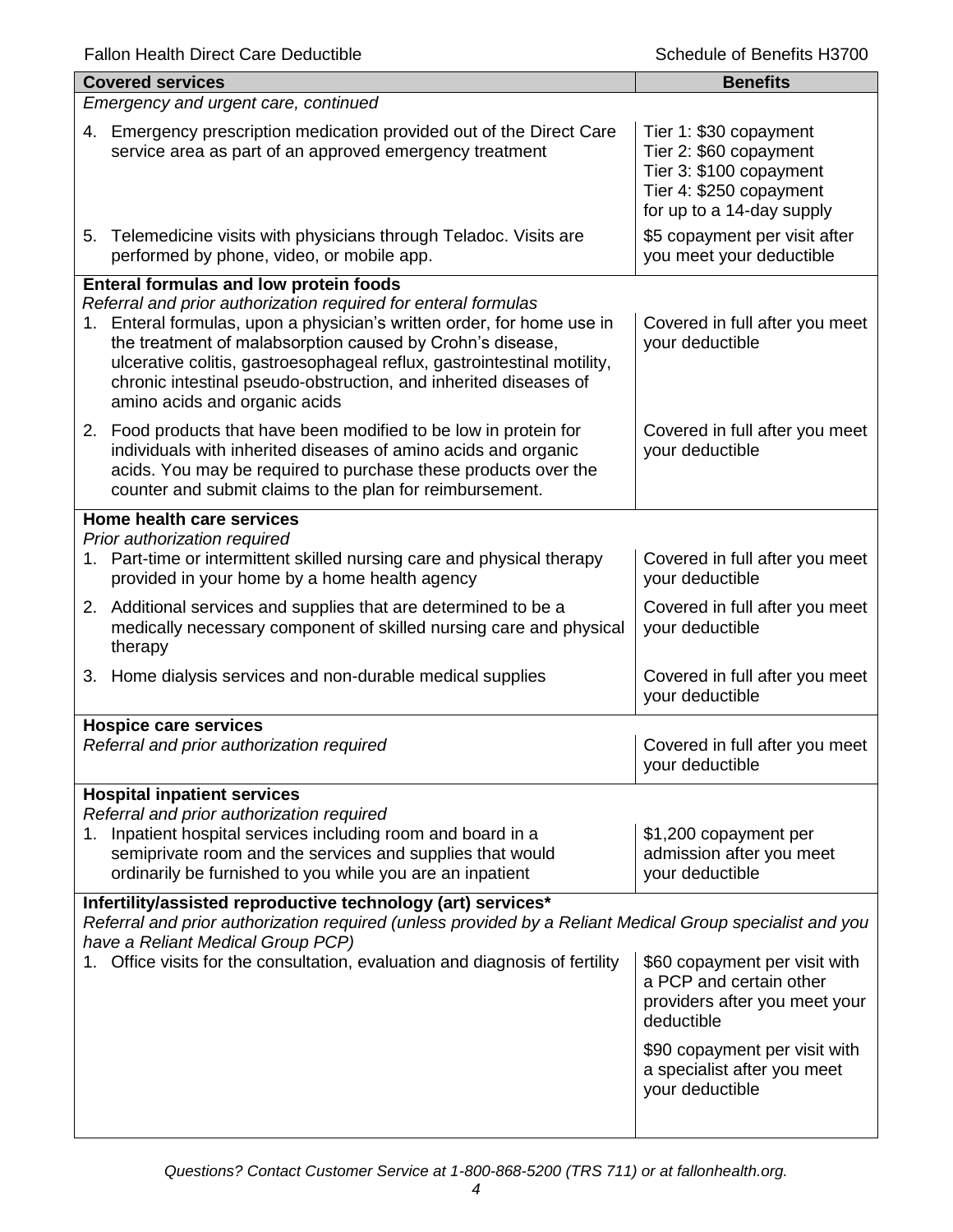| Covered services | Benefits |
|---|---|
| *Emergency and urgent care, continued* | |
| 4. Emergency prescription medication provided out of the Direct Care service area as part of an approved emergency treatment | Tier 1: $30 copayment<br>Tier 2: $60 copayment<br>Tier 3: $100 copayment<br>Tier 4: $250 copayment<br>for up to a 14-day supply |
| 5. Telemedicine visits with physicians through Teladoc. Visits are performed by phone, video, or mobile app. | $5 copayment per visit after you meet your deductible |
| **Enteral formulas and low protein foods**<br>*Referral and prior authorization required for enteral formulas* | |
| 1. Enteral formulas, upon a physician's written order, for home use in the treatment of malabsorption caused by Crohn's disease, ulcerative colitis, gastroesophageal reflux, gastrointestinal motility, chronic intestinal pseudo-obstruction, and inherited diseases of amino acids and organic acids | Covered in full after you meet your deductible |
| 2. Food products that have been modified to be low in protein for individuals with inherited diseases of amino acids and organic acids. You may be required to purchase these products over the counter and submit claims to the plan for reimbursement. | Covered in full after you meet your deductible |
| **Home health care services**<br>*Prior authorization required* | |
| 1. Part-time or intermittent skilled nursing care and physical therapy provided in your home by a home health agency | Covered in full after you meet your deductible |
| 2. Additional services and supplies that are determined to be a medically necessary component of skilled nursing care and physical therapy | Covered in full after you meet your deductible |
| 3. Home dialysis services and non-durable medical supplies | Covered in full after you meet your deductible |
| **Hospice care services**<br>*Referral and prior authorization required* | Covered in full after you meet your deductible |
| **Hospital inpatient services**<br>*Referral and prior authorization required* | |
| 1. Inpatient hospital services including room and board in a semiprivate room and the services and supplies that would ordinarily be furnished to you while you are an inpatient | $1,200 copayment per admission after you meet your deductible |
| **Infertility/assisted reproductive technology (art) services***<br>*Referral and prior authorization required (unless provided by a Reliant Medical Group specialist and you have a Reliant Medical Group PCP)* | |
| 1. Office visits for the consultation, evaluation and diagnosis of fertility | $60 copayment per visit with a PCP and certain other providers after you meet your deductible<br><br>$90 copayment per visit with a specialist after you meet your deductible |

*Questions? Contact Customer Service at 1-800-868-5200 (TRS 711) or at fallonhealth.org.*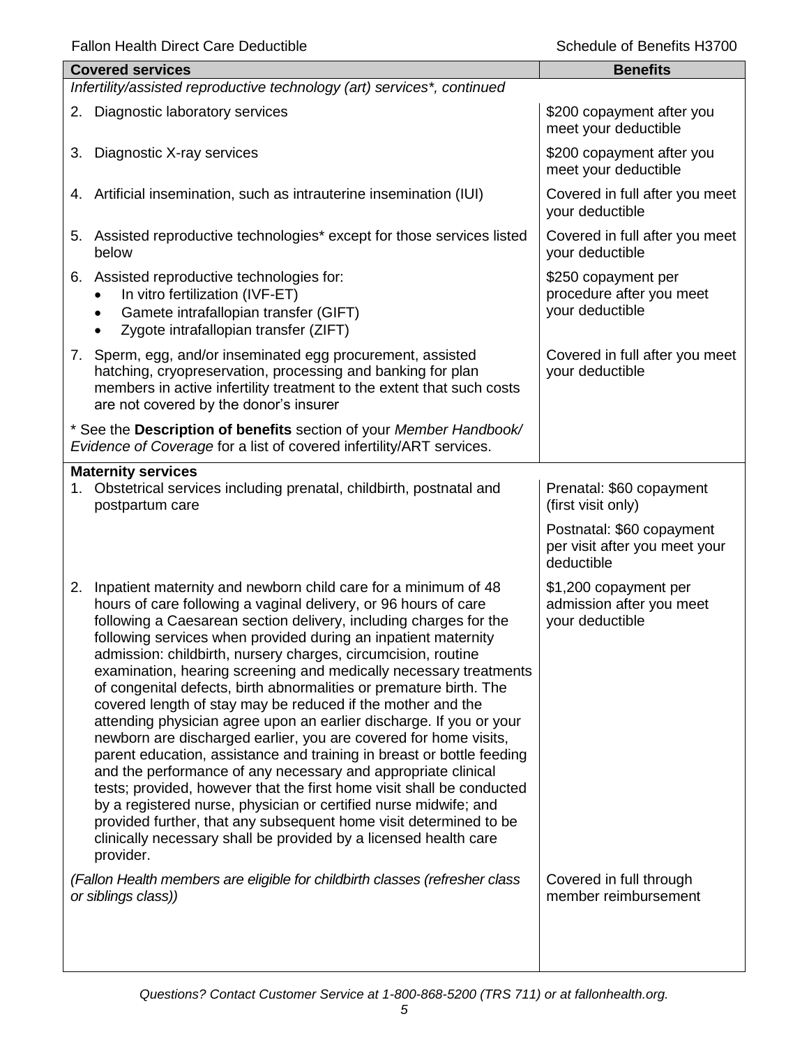| Covered services | Benefits |
|---|---|
| *Infertility/assisted reproductive technology (art) services\*, continued* | |
| 2. Diagnostic laboratory services | $200 copayment after you meet your deductible |
| 3. Diagnostic X-ray services | $200 copayment after you meet your deductible |
| 4. Artificial insemination, such as intrauterine insemination (IUI) | Covered in full after you meet your deductible |
| 5. Assisted reproductive technologies* except for those services listed below | Covered in full after you meet your deductible |
| 6. Assisted reproductive technologies for: <br>• In vitro fertilization (IVF-ET)<br>• Gamete intrafallopian transfer (GIFT)<br>• Zygote intrafallopian transfer (ZIFT) | $250 copayment per procedure after you meet your deductible |
| 7. Sperm, egg, and/or inseminated egg procurement, assisted hatching, cryopreservation, processing and banking for plan members in active infertility treatment to the extent that such costs are not covered by the donor's insurer | Covered in full after you meet your deductible |
| * See the **Description of benefits** section of your *Member Handbook/ Evidence of Coverage* for a list of covered infertility/ART services. | |
| **Maternity services** | |
| 1. Obstetrical services including prenatal, childbirth, postnatal and postpartum care | Prenatal: $60 copayment (first visit only)<br><br>Postnatal: $60 copayment per visit after you meet your deductible |
| 2. Inpatient maternity and newborn child care for a minimum of 48 hours of care following a vaginal delivery, or 96 hours of care following a Caesarean section delivery, including charges for the following services when provided during an inpatient maternity admission: childbirth, nursery charges, circumcision, routine examination, hearing screening and medically necessary treatments of congenital defects, birth abnormalities or premature birth. The covered length of stay may be reduced if the mother and the attending physician agree upon an earlier discharge. If you or your newborn are discharged earlier, you are covered for home visits, parent education, assistance and training in breast or bottle feeding and the performance of any necessary and appropriate clinical tests; provided, however that the first home visit shall be conducted by a registered nurse, physician or certified nurse midwife; and provided further, that any subsequent home visit determined to be clinically necessary shall be provided by a licensed health care provider. | $1,200 copayment per admission after you meet your deductible |
| *(Fallon Health members are eligible for childbirth classes (refresher class or siblings class))* | Covered in full through member reimbursement |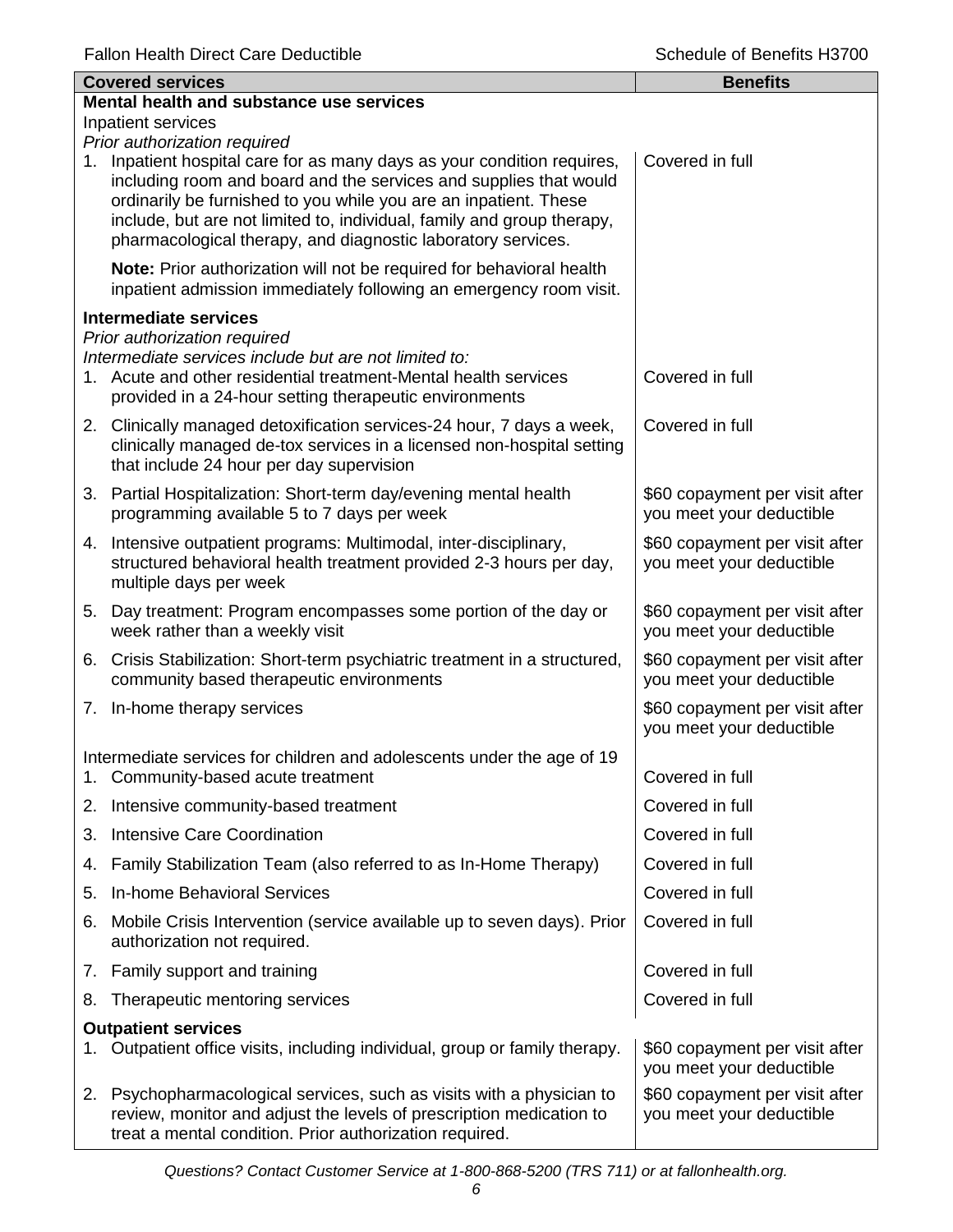| Covered services | Benefits |
|---|---|
| **Mental health and substance use services** | |
| Inpatient services | |
| *Prior authorization required* | |
| 1. Inpatient hospital care for as many days as your condition requires, including room and board and the services and supplies that would ordinarily be furnished to you while you are an inpatient. These include, but are not limited to, individual, family and group therapy, pharmacological therapy, and diagnostic laboratory services. | Covered in full |
| **Note:** Prior authorization will not be required for behavioral health inpatient admission immediately following an emergency room visit. | |
| **Intermediate services** | |
| *Prior authorization required* | |
| *Intermediate services include but are not limited to:* | |
| 1. Acute and other residential treatment-Mental health services provided in a 24-hour setting therapeutic environments | Covered in full |
| 2. Clinically managed detoxification services-24 hour, 7 days a week, clinically managed de-tox services in a licensed non-hospital setting that include 24 hour per day supervision | Covered in full |
| 3. Partial Hospitalization: Short-term day/evening mental health programming available 5 to 7 days per week | $60 copayment per visit after you meet your deductible |
| 4. Intensive outpatient programs: Multimodal, inter-disciplinary, structured behavioral health treatment provided 2-3 hours per day, multiple days per week | $60 copayment per visit after you meet your deductible |
| 5. Day treatment: Program encompasses some portion of the day or week rather than a weekly visit | $60 copayment per visit after you meet your deductible |
| 6. Crisis Stabilization: Short-term psychiatric treatment in a structured, community based therapeutic environments | $60 copayment per visit after you meet your deductible |
| 7. In-home therapy services | $60 copayment per visit after you meet your deductible |
| Intermediate services for children and adolescents under the age of 19 | |
| 1. Community-based acute treatment | Covered in full |
| 2. Intensive community-based treatment | Covered in full |
| 3. Intensive Care Coordination | Covered in full |
| 4. Family Stabilization Team (also referred to as In-Home Therapy) | Covered in full |
| 5. In-home Behavioral Services | Covered in full |
| 6. Mobile Crisis Intervention (service available up to seven days). Prior authorization not required. | Covered in full |
| 7. Family support and training | Covered in full |
| 8. Therapeutic mentoring services | Covered in full |
| **Outpatient services** | |
| 1. Outpatient office visits, including individual, group or family therapy. | $60 copayment per visit after you meet your deductible |
| 2. Psychopharmacological services, such as visits with a physician to review, monitor and adjust the levels of prescription medication to treat a mental condition. Prior authorization required. | $60 copayment per visit after you meet your deductible |

*Questions? Contact Customer Service at 1-800-868-5200 (TRS 711) or at fallonhealth.org.*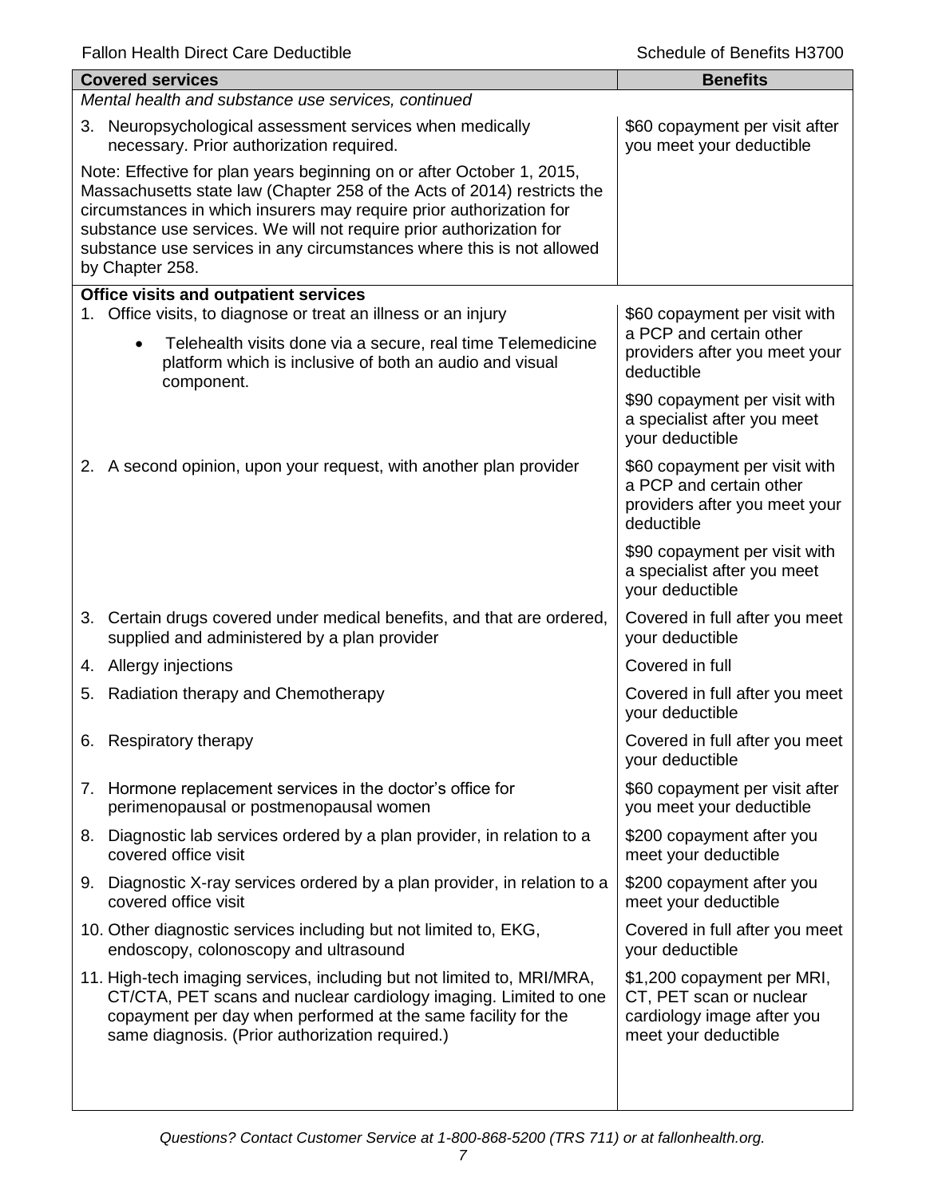| Covered services | Benefits |
|---|---|
| *Mental health and substance use services, continued* | |
| 3. Neuropsychological assessment services when medically necessary. Prior authorization required. | \$60 copayment per visit after you meet your deductible |
| Note: Effective for plan years beginning on or after October 1, 2015, Massachusetts state law (Chapter 258 of the Acts of 2014) restricts the circumstances in which insurers may require prior authorization for substance use services. We will not require prior authorization for substance use services in any circumstances where this is not allowed by Chapter 258. | |
| **Office visits and outpatient services** | |
| 1. Office visits, to diagnose or treat an illness or an injury<br>• Telehealth visits done via a secure, real time Telemedicine platform which is inclusive of both an audio and visual component. | \$60 copayment per visit with a PCP and certain other providers after you meet your deductible<br><br>\$90 copayment per visit with a specialist after you meet your deductible |
| 2. A second opinion, upon your request, with another plan provider | \$60 copayment per visit with a PCP and certain other providers after you meet your deductible<br><br>\$90 copayment per visit with a specialist after you meet your deductible |
| 3. Certain drugs covered under medical benefits, and that are ordered, supplied and administered by a plan provider | Covered in full after you meet your deductible |
| 4. Allergy injections | Covered in full |
| 5. Radiation therapy and Chemotherapy | Covered in full after you meet your deductible |
| 6. Respiratory therapy | Covered in full after you meet your deductible |
| 7. Hormone replacement services in the doctor's office for perimenopausal or postmenopausal women | \$60 copayment per visit after you meet your deductible |
| 8. Diagnostic lab services ordered by a plan provider, in relation to a covered office visit | \$200 copayment after you meet your deductible |
| 9. Diagnostic X-ray services ordered by a plan provider, in relation to a covered office visit | \$200 copayment after you meet your deductible |
| 10. Other diagnostic services including but not limited to, EKG, endoscopy, colonoscopy and ultrasound | Covered in full after you meet your deductible |
| 11. High-tech imaging services, including but not limited to, MRI/MRA, CT/CTA, PET scans and nuclear cardiology imaging. Limited to one copayment per day when performed at the same facility for the same diagnosis. (Prior authorization required.) | \$1,200 copayment per MRI, CT, PET scan or nuclear cardiology image after you meet your deductible |

*Questions? Contact Customer Service at 1-800-868-5200 (TRS 711) or at fallonhealth.org.*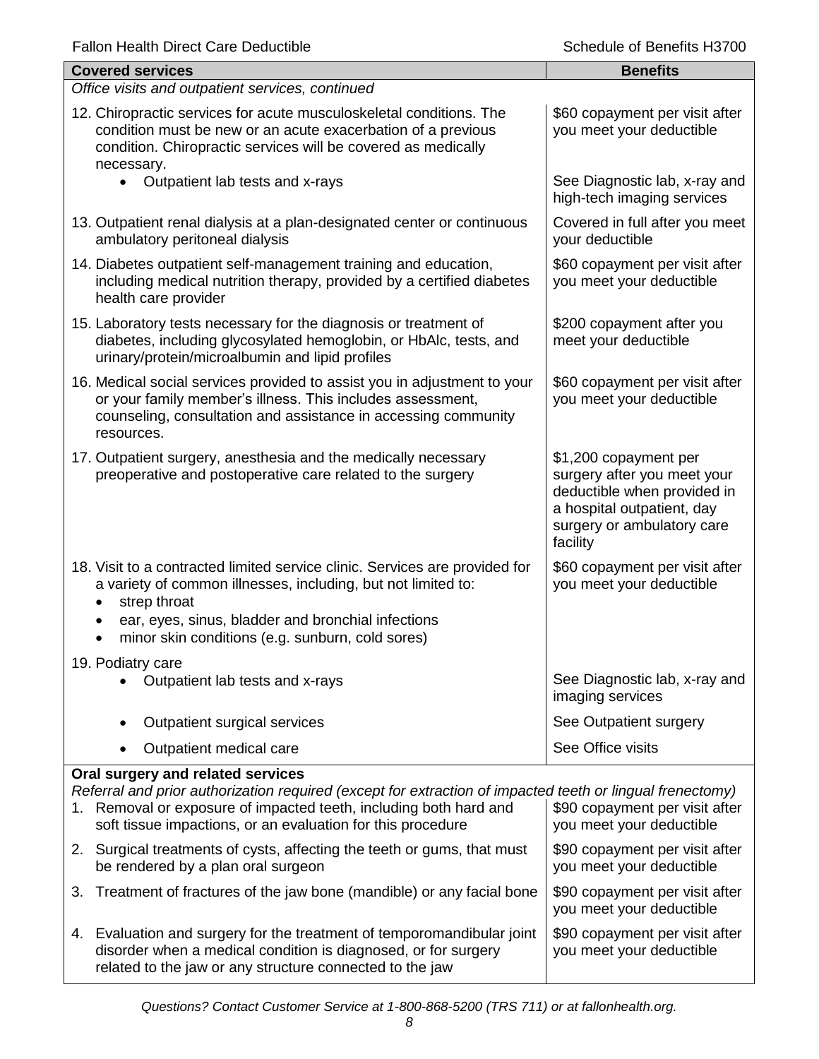| Covered services | Benefits |
| --- | --- |
| *Office visits and outpatient services, continued* | |
| 12. Chiropractic services for acute musculoskeletal conditions. The condition must be new or an acute exacerbation of a previous condition. Chiropractic services will be covered as medically necessary. | $60 copayment per visit after you meet your deductible |
| • Outpatient lab tests and x-rays | See Diagnostic lab, x-ray and high-tech imaging services |
| 13. Outpatient renal dialysis at a plan-designated center or continuous ambulatory peritoneal dialysis | Covered in full after you meet your deductible |
| 14. Diabetes outpatient self-management training and education, including medical nutrition therapy, provided by a certified diabetes health care provider | $60 copayment per visit after you meet your deductible |
| 15. Laboratory tests necessary for the diagnosis or treatment of diabetes, including glycosylated hemoglobin, or HbAlc, tests, and urinary/protein/microalbumin and lipid profiles | $200 copayment after you meet your deductible |
| 16. Medical social services provided to assist you in adjustment to your or your family member's illness. This includes assessment, counseling, consultation and assistance in accessing community resources. | $60 copayment per visit after you meet your deductible |
| 17. Outpatient surgery, anesthesia and the medically necessary preoperative and postoperative care related to the surgery | $1,200 copayment per surgery after you meet your deductible when provided in a hospital outpatient, day surgery or ambulatory care facility |
| 18. Visit to a contracted limited service clinic. Services are provided for a variety of common illnesses, including, but not limited to:<br>• strep throat<br>• ear, eyes, sinus, bladder and bronchial infections<br>• minor skin conditions (e.g. sunburn, cold sores) | $60 copayment per visit after you meet your deductible |
| 19. Podiatry care | |
| • Outpatient lab tests and x-rays | See Diagnostic lab, x-ray and imaging services |
| • Outpatient surgical services | See Outpatient surgery |
| • Outpatient medical care | See Office visits |
| **Oral surgery and related services**<br>*Referral and prior authorization required (except for extraction of impacted teeth or lingual frenectomy)* | |
| 1. Removal or exposure of impacted teeth, including both hard and soft tissue impactions, or an evaluation for this procedure | $90 copayment per visit after you meet your deductible |
| 2. Surgical treatments of cysts, affecting the teeth or gums, that must be rendered by a plan oral surgeon | $90 copayment per visit after you meet your deductible |
| 3. Treatment of fractures of the jaw bone (mandible) or any facial bone | $90 copayment per visit after you meet your deductible |
| 4. Evaluation and surgery for the treatment of temporomandibular joint disorder when a medical condition is diagnosed, or for surgery related to the jaw or any structure connected to the jaw | $90 copayment per visit after you meet your deductible |

*Questions? Contact Customer Service at 1-800-868-5200 (TRS 711) or at fallonhealth.org.*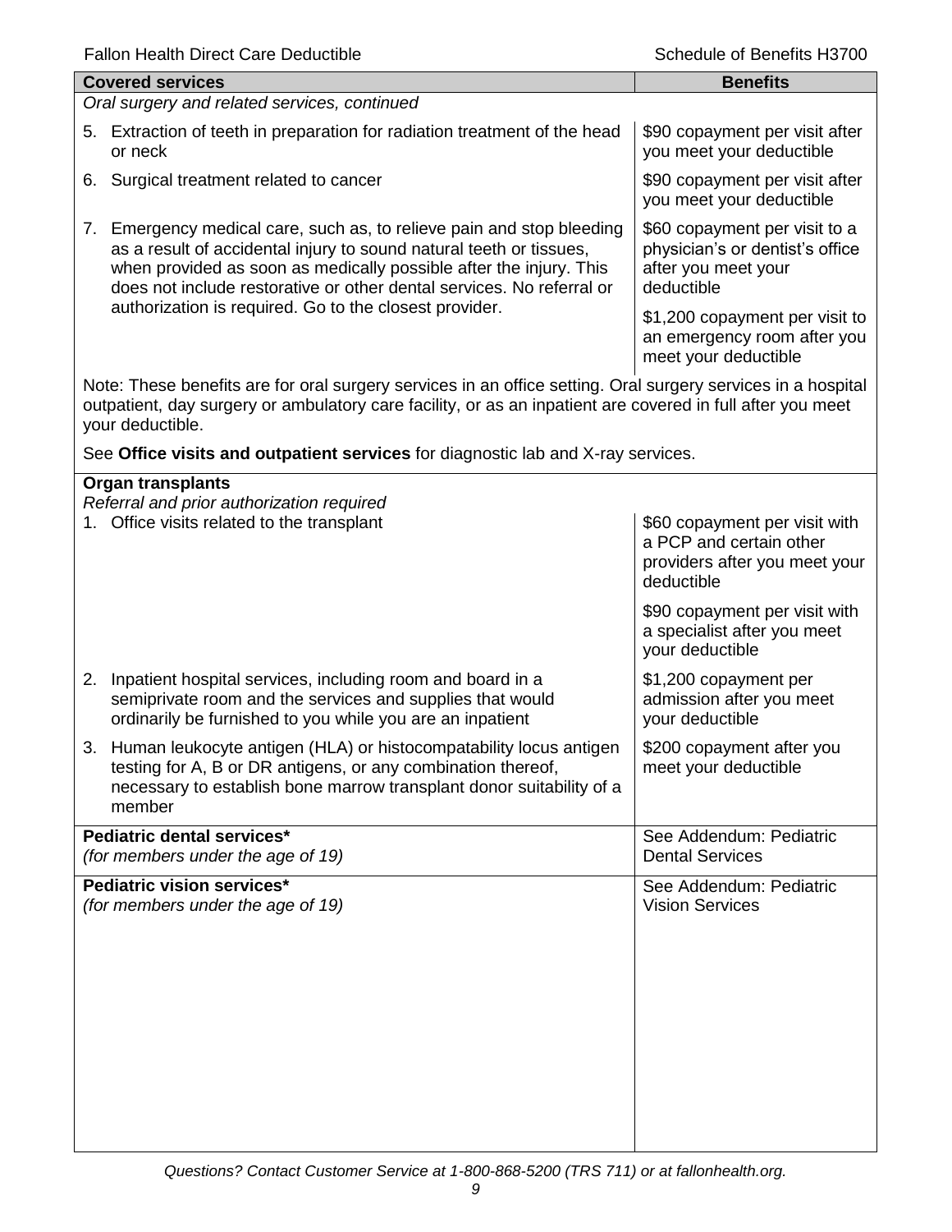| Covered services | Benefits |
|---|---|
| *Oral surgery and related services, continued* | |
| 5. Extraction of teeth in preparation for radiation treatment of the head or neck | $90 copayment per visit after you meet your deductible |
| 6. Surgical treatment related to cancer | $90 copayment per visit after you meet your deductible |
| 7. Emergency medical care, such as, to relieve pain and stop bleeding as a result of accidental injury to sound natural teeth or tissues, when provided as soon as medically possible after the injury. This does not include restorative or other dental services. No referral or authorization is required. Go to the closest provider. | $60 copayment per visit to a physician's or dentist's office after you meet your deductible<br><br>$1,200 copayment per visit to an emergency room after you meet your deductible |
| Note: These benefits are for oral surgery services in an office setting. Oral surgery services in a hospital outpatient, day surgery or ambulatory care facility, or as an inpatient are covered in full after you meet your deductible.<br><br>See **Office visits and outpatient services** for diagnostic lab and X-ray services. | |
| **Organ transplants**<br>*Referral and prior authorization required* | |
| 1. Office visits related to the transplant | $60 copayment per visit with a PCP and certain other providers after you meet your deductible<br><br>$90 copayment per visit with a specialist after you meet your deductible |
| 2. Inpatient hospital services, including room and board in a semiprivate room and the services and supplies that would ordinarily be furnished to you while you are an inpatient | $1,200 copayment per admission after you meet your deductible |
| 3. Human leukocyte antigen (HLA) or histocompatability locus antigen testing for A, B or DR antigens, or any combination thereof, necessary to establish bone marrow transplant donor suitability of a member | $200 copayment after you meet your deductible |
| **Pediatric dental services***<br>*(for members under the age of 19)* | See Addendum: Pediatric Dental Services |
| **Pediatric vision services***<br>*(for members under the age of 19)* | See Addendum: Pediatric Vision Services |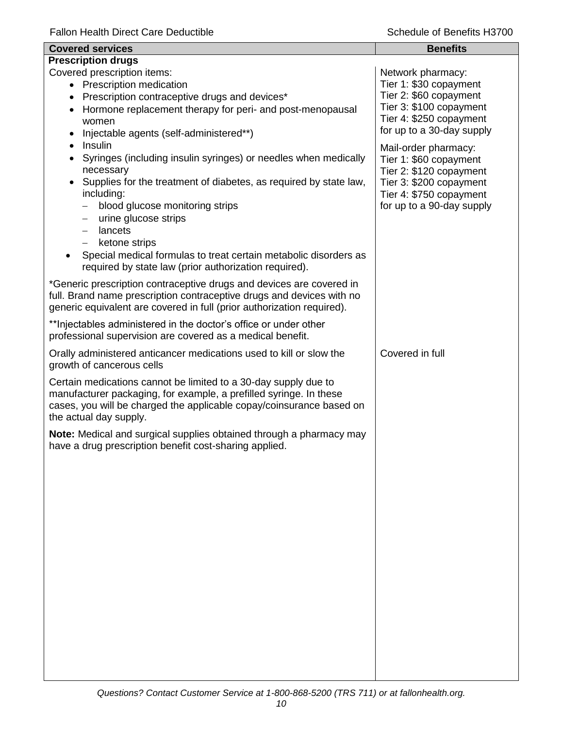| Covered services | Benefits |
|---|---|
| **Prescription drugs** | |
| Covered prescription items:<br>• Prescription medication<br>• Prescription contraceptive drugs and devices*<br>• Hormone replacement therapy for peri- and post-menopausal women<br>• Injectable agents (self-administered**)<br>• Insulin<br>• Syringes (including insulin syringes) or needles when medically necessary<br>• Supplies for the treatment of diabetes, as required by state law, including:<br>– blood glucose monitoring strips<br>– urine glucose strips<br>– lancets<br>– ketone strips<br>• Special medical formulas to treat certain metabolic disorders as required by state law (prior authorization required).<br><br>*Generic prescription contraceptive drugs and devices are covered in full. Brand name prescription contraceptive drugs and devices with no generic equivalent are covered in full (prior authorization required).<br><br>**Injectables administered in the doctor's office or under other professional supervision are covered as a medical benefit. | Network pharmacy:<br>Tier 1: $30 copayment<br>Tier 2: $60 copayment<br>Tier 3: $100 copayment<br>Tier 4: $250 copayment<br>for up to a 30-day supply<br><br>Mail-order pharmacy:<br>Tier 1: $60 copayment<br>Tier 2: $120 copayment<br>Tier 3: $200 copayment<br>Tier 4: $750 copayment<br>for up to a 90-day supply |
| Orally administered anticancer medications used to kill or slow the growth of cancerous cells<br><br>Certain medications cannot be limited to a 30-day supply due to manufacturer packaging, for example, a prefilled syringe. In these cases, you will be charged the applicable copay/coinsurance based on the actual day supply.<br><br>**Note:** Medical and surgical supplies obtained through a pharmacy may have a drug prescription benefit cost-sharing applied. | Covered in full |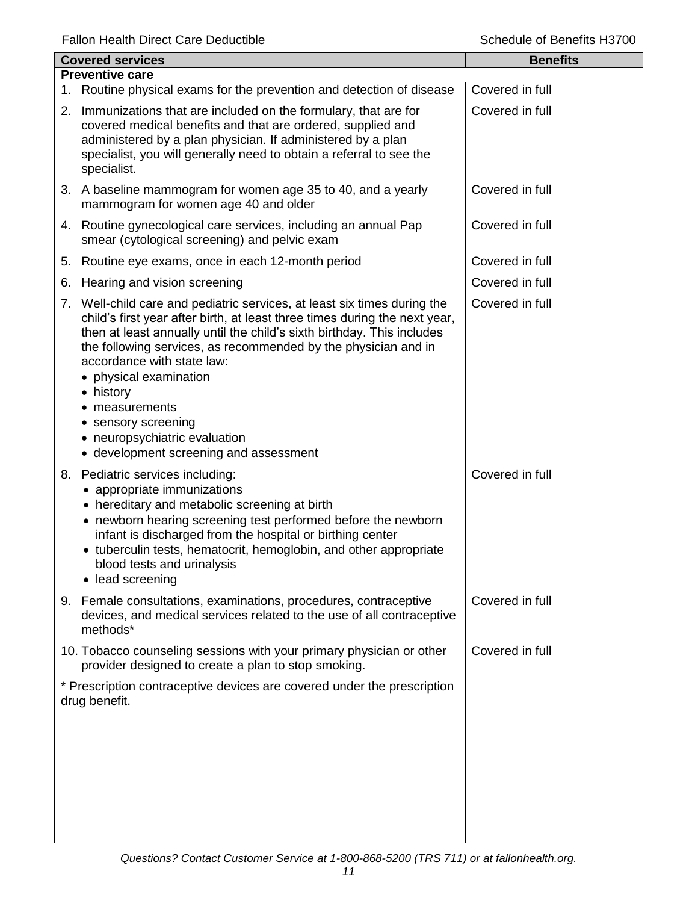| Covered services | Benefits |
|---|---|
| **Preventive care** | |
| 1. Routine physical exams for the prevention and detection of disease | Covered in full |
| 2. Immunizations that are included on the formulary, that are for covered medical benefits and that are ordered, supplied and administered by a plan physician. If administered by a plan specialist, you will generally need to obtain a referral to see the specialist. | Covered in full |
| 3. A baseline mammogram for women age 35 to 40, and a yearly mammogram for women age 40 and older | Covered in full |
| 4. Routine gynecological care services, including an annual Pap smear (cytological screening) and pelvic exam | Covered in full |
| 5. Routine eye exams, once in each 12-month period | Covered in full |
| 6. Hearing and vision screening | Covered in full |
| 7. Well-child care and pediatric services, at least six times during the child's first year after birth, at least three times during the next year, then at least annually until the child's sixth birthday. This includes the following services, as recommended by the physician and in accordance with state law:<br>• physical examination<br>• history<br>• measurements<br>• sensory screening<br>• neuropsychiatric evaluation<br>• development screening and assessment | Covered in full |
| 8. Pediatric services including:<br>• appropriate immunizations<br>• hereditary and metabolic screening at birth<br>• newborn hearing screening test performed before the newborn infant is discharged from the hospital or birthing center<br>• tuberculin tests, hematocrit, hemoglobin, and other appropriate blood tests and urinalysis<br>• lead screening | Covered in full |
| 9. Female consultations, examinations, procedures, contraceptive devices, and medical services related to the use of all contraceptive methods* | Covered in full |
| 10. Tobacco counseling sessions with your primary physician or other provider designed to create a plan to stop smoking. | Covered in full |
| * Prescription contraceptive devices are covered under the prescription drug benefit. | |

*Questions? Contact Customer Service at 1-800-868-5200 (TRS 711) or at fallonhealth.org.*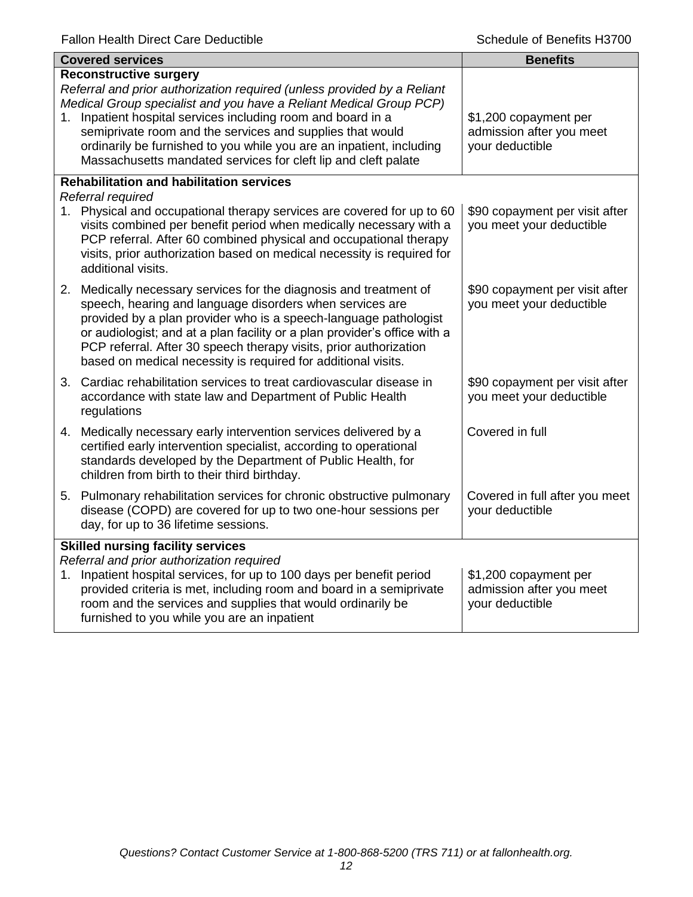| Covered services | Benefits |
|---|---|
| **Reconstructive surgery**<br>*Referral and prior authorization required (unless provided by a Reliant Medical Group specialist and you have a Reliant Medical Group PCP)*<br>1. Inpatient hospital services including room and board in a semiprivate room and the services and supplies that would ordinarily be furnished to you while you are an inpatient, including Massachusetts mandated services for cleft lip and cleft palate | $1,200 copayment per admission after you meet your deductible |
| **Rehabilitation and habilitation services**<br>*Referral required*<br>1. Physical and occupational therapy services are covered for up to 60 visits combined per benefit period when medically necessary with a PCP referral. After 60 combined physical and occupational therapy visits, prior authorization based on medical necessity is required for additional visits. | $90 copayment per visit after you meet your deductible |
| 2. Medically necessary services for the diagnosis and treatment of speech, hearing and language disorders when services are provided by a plan provider who is a speech-language pathologist or audiologist; and at a plan facility or a plan provider's office with a PCP referral. After 30 speech therapy visits, prior authorization based on medical necessity is required for additional visits. | $90 copayment per visit after you meet your deductible |
| 3. Cardiac rehabilitation services to treat cardiovascular disease in accordance with state law and Department of Public Health regulations | $90 copayment per visit after you meet your deductible |
| 4. Medically necessary early intervention services delivered by a certified early intervention specialist, according to operational standards developed by the Department of Public Health, for children from birth to their third birthday. | Covered in full |
| 5. Pulmonary rehabilitation services for chronic obstructive pulmonary disease (COPD) are covered for up to two one-hour sessions per day, for up to 36 lifetime sessions. | Covered in full after you meet your deductible |
| **Skilled nursing facility services**<br>*Referral and prior authorization required*<br>1. Inpatient hospital services, for up to 100 days per benefit period provided criteria is met, including room and board in a semiprivate room and the services and supplies that would ordinarily be furnished to you while you are an inpatient | $1,200 copayment per admission after you meet your deductible |

*Questions? Contact Customer Service at 1-800-868-5200 (TRS 711) or at fallonhealth.org.*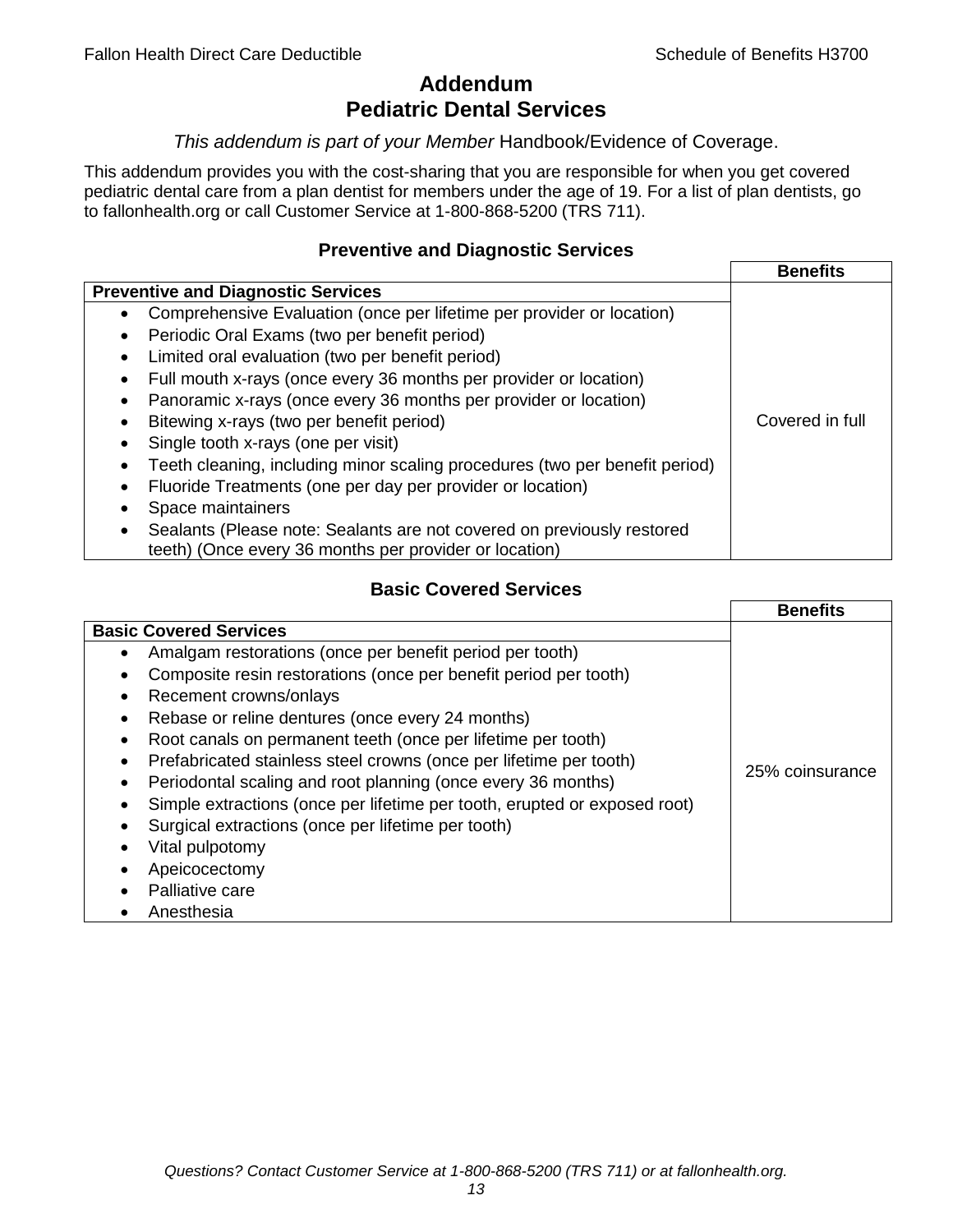# Addendum
# Pediatric Dental Services

*This addendum is part of your Member* Handbook/Evidence of Coverage.

This addendum provides you with the cost-sharing that you are responsible for when you get covered pediatric dental care from a plan dentist for members under the age of 19. For a list of plan dentists, go to fallonhealth.org or call Customer Service at 1-800-868-5200 (TRS 711).

### Preventive and Diagnostic Services

| Preventive and Diagnostic Services | Benefits |
|---|---|
| • Comprehensive Evaluation (once per lifetime per provider or location)<br>• Periodic Oral Exams (two per benefit period)<br>• Limited oral evaluation (two per benefit period)<br>• Full mouth x-rays (once every 36 months per provider or location)<br>• Panoramic x-rays (once every 36 months per provider or location)<br>• Bitewing x-rays (two per benefit period)<br>• Single tooth x-rays (one per visit)<br>• Teeth cleaning, including minor scaling procedures (two per benefit period)<br>• Fluoride Treatments (one per day per provider or location)<br>• Space maintainers<br>• Sealants (Please note: Sealants are not covered on previously restored teeth) (Once every 36 months per provider or location) | Covered in full |

### Basic Covered Services

| Basic Covered Services | Benefits |
|---|---|
| • Amalgam restorations (once per benefit period per tooth)<br>• Composite resin restorations (once per benefit period per tooth)<br>• Recement crowns/onlays<br>• Rebase or reline dentures (once every 24 months)<br>• Root canals on permanent teeth (once per lifetime per tooth)<br>• Prefabricated stainless steel crowns (once per lifetime per tooth)<br>• Periodontal scaling and root planning (once every 36 months)<br>• Simple extractions (once per lifetime per tooth, erupted or exposed root)<br>• Surgical extractions (once per lifetime per tooth)<br>• Vital pulpotomy<br>• Apeicocectomy<br>• Palliative care<br>• Anesthesia | 25% coinsurance |

*Questions? Contact Customer Service at 1-800-868-5200 (TRS 711) or at fallonhealth.org.*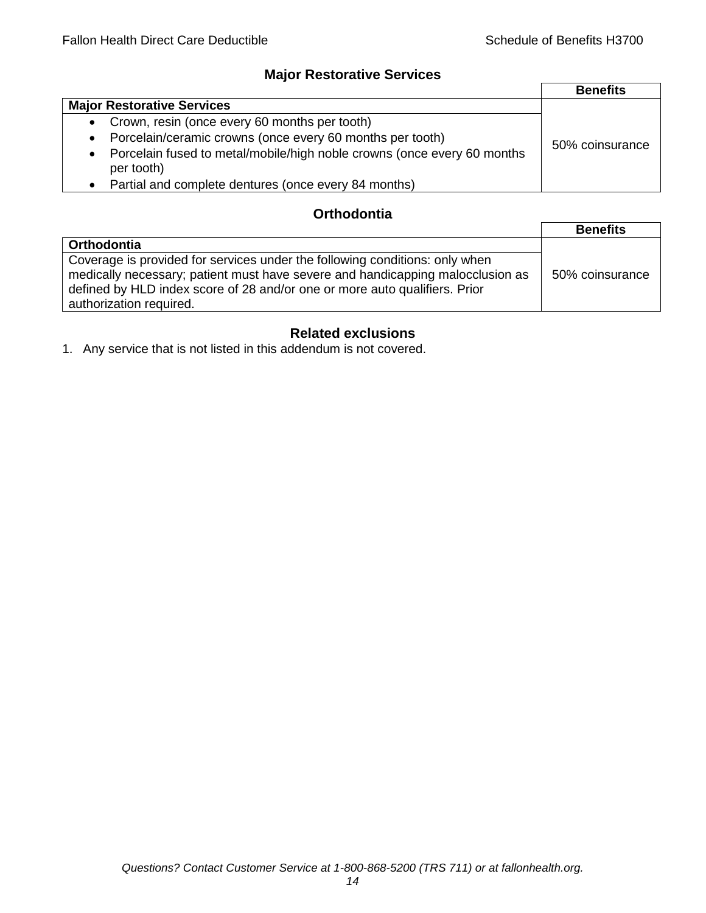## Major Restorative Services

| | Benefits |
|---|---|
| **Major Restorative Services** | |
| • Crown, resin (once every 60 months per tooth)<br>• Porcelain/ceramic crowns (once every 60 months per tooth)<br>• Porcelain fused to metal/mobile/high noble crowns (once every 60 months per tooth)<br>• Partial and complete dentures (once every 84 months) | 50% coinsurance |

## Orthodontia

| | Benefits |
|---|---|
| **Orthodontia** | |
| Coverage is provided for services under the following conditions: only when medically necessary; patient must have severe and handicapping malocclusion as defined by HLD index score of 28 and/or one or more auto qualifiers. Prior authorization required. | 50% coinsurance |

## Related exclusions

1. Any service that is not listed in this addendum is not covered.

*Questions? Contact Customer Service at 1-800-868-5200 (TRS 711) or at fallonhealth.org.*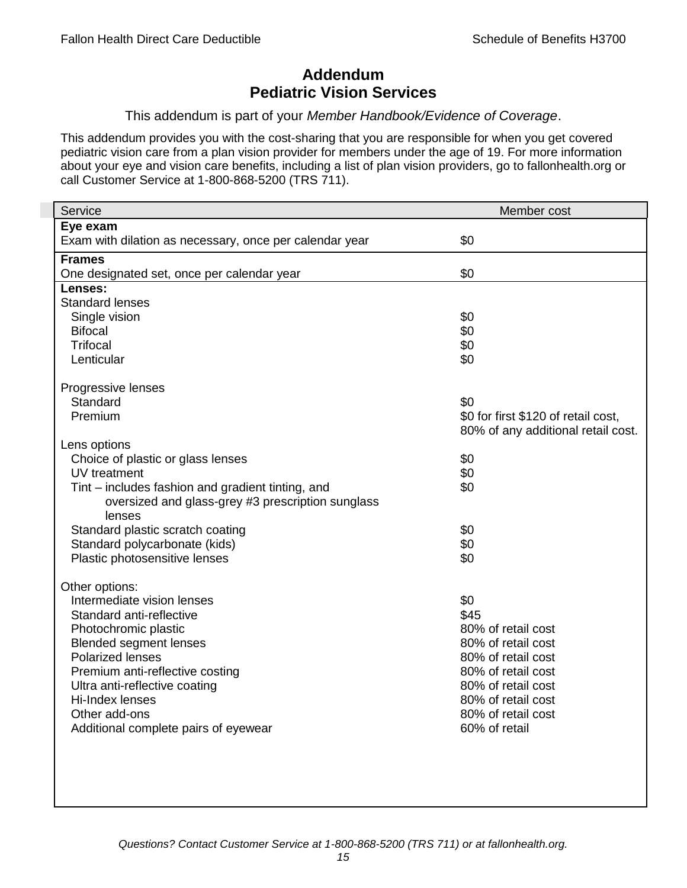# Addendum
# Pediatric Vision Services

This addendum is part of your *Member Handbook/Evidence of Coverage*.

This addendum provides you with the cost-sharing that you are responsible for when you get covered pediatric vision care from a plan vision provider for members under the age of 19. For more information about your eye and vision care benefits, including a list of plan vision providers, go to fallonhealth.org or call Customer Service at 1-800-868-5200 (TRS 711).

| Service | Member cost |
|---|---|
| **Eye exam** | |
| Exam with dilation as necessary, once per calendar year | $0 |
| **Frames** | |
| One designated set, once per calendar year | $0 |
| **Lenses:** | |
| Standard lenses | |
| Single vision | $0 |
| Bifocal | $0 |
| Trifocal | $0 |
| Lenticular | $0 |
| Progressive lenses | |
| Standard | $0 |
| Premium | $0 for first $120 of retail cost, 80% of any additional retail cost. |
| Lens options | |
| Choice of plastic or glass lenses | $0 |
| UV treatment | $0 |
| Tint – includes fashion and gradient tinting, and oversized and glass-grey #3 prescription sunglass lenses | $0 |
| Standard plastic scratch coating | $0 |
| Standard polycarbonate (kids) | $0 |
| Plastic photosensitive lenses | $0 |
| Other options: | |
| Intermediate vision lenses | $0 |
| Standard anti-reflective | $45 |
| Photochromic plastic | 80% of retail cost |
| Blended segment lenses | 80% of retail cost |
| Polarized lenses | 80% of retail cost |
| Premium anti-reflective costing | 80% of retail cost |
| Ultra anti-reflective coating | 80% of retail cost |
| Hi-Index lenses | 80% of retail cost |
| Other add-ons | 80% of retail cost |
| Additional complete pairs of eyewear | 60% of retail |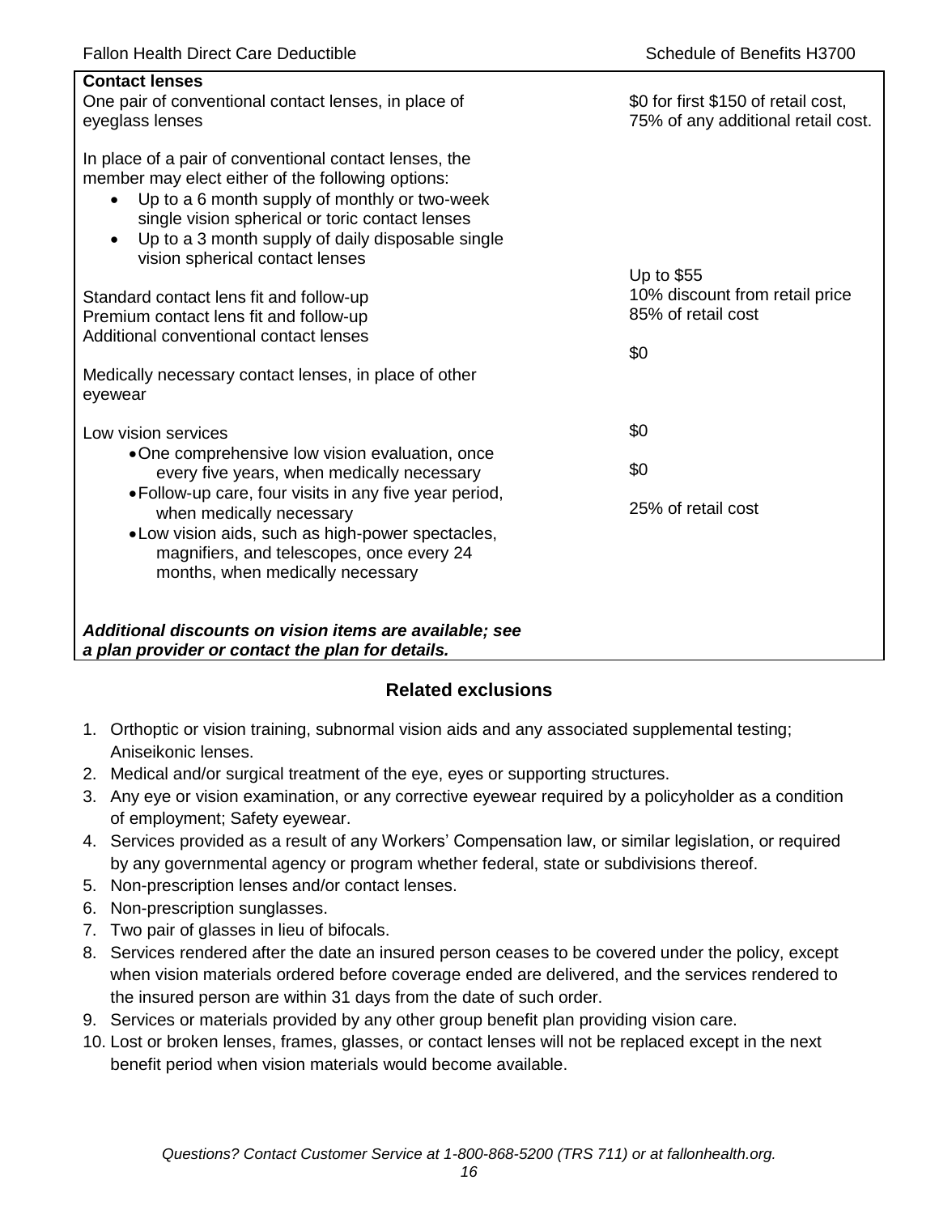| Benefit | Cost |
|---|---|
| **Contact lenses** | |
| One pair of conventional contact lenses, in place of eyeglass lenses | $0 for first $150 of retail cost, 75% of any additional retail cost. |
| In place of a pair of conventional contact lenses, the member may elect either of the following options:<br>• Up to a 6 month supply of monthly or two-week single vision spherical or toric contact lenses<br>• Up to a 3 month supply of daily disposable single vision spherical contact lenses | |
| Standard contact lens fit and follow-up | Up to $55 |
| Premium contact lens fit and follow-up | 10% discount from retail price |
| Additional conventional contact lenses | 85% of retail cost |
| Medically necessary contact lenses, in place of other eyewear | $0 |
| Low vision services | |
| • One comprehensive low vision evaluation, once every five years, when medically necessary | $0 |
| • Follow-up care, four visits in any five year period, when medically necessary | $0 |
| • Low vision aids, such as high-power spectacles, magnifiers, and telescopes, once every 24 months, when medically necessary | 25% of retail cost |
| ***Additional discounts on vision items are available; see a plan provider or contact the plan for details.*** | |

## Related exclusions

1. Orthoptic or vision training, subnormal vision aids and any associated supplemental testing; Aniseikonic lenses.
2. Medical and/or surgical treatment of the eye, eyes or supporting structures.
3. Any eye or vision examination, or any corrective eyewear required by a policyholder as a condition of employment; Safety eyewear.
4. Services provided as a result of any Workers' Compensation law, or similar legislation, or required by any governmental agency or program whether federal, state or subdivisions thereof.
5. Non-prescription lenses and/or contact lenses.
6. Non-prescription sunglasses.
7. Two pair of glasses in lieu of bifocals.
8. Services rendered after the date an insured person ceases to be covered under the policy, except when vision materials ordered before coverage ended are delivered, and the services rendered to the insured person are within 31 days from the date of such order.
9. Services or materials provided by any other group benefit plan providing vision care.
10. Lost or broken lenses, frames, glasses, or contact lenses will not be replaced except in the next benefit period when vision materials would become available.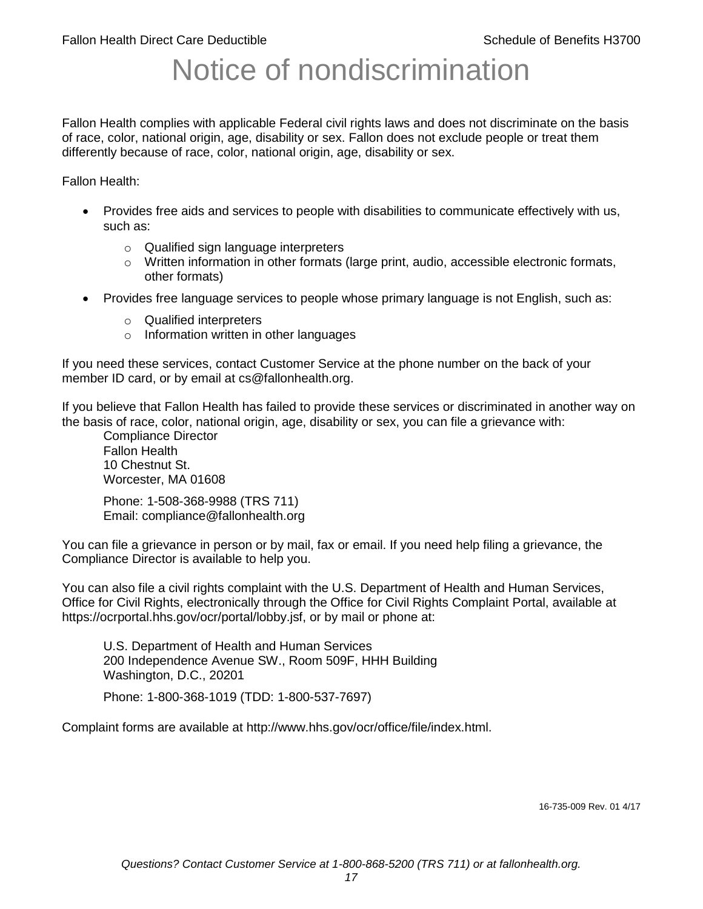# Notice of nondiscrimination

Fallon Health complies with applicable Federal civil rights laws and does not discriminate on the basis of race, color, national origin, age, disability or sex. Fallon does not exclude people or treat them differently because of race, color, national origin, age, disability or sex.

Fallon Health:

- Provides free aids and services to people with disabilities to communicate effectively with us, such as:
  - Qualified sign language interpreters
  - Written information in other formats (large print, audio, accessible electronic formats, other formats)
- Provides free language services to people whose primary language is not English, such as:
  - Qualified interpreters
  - Information written in other languages

If you need these services, contact Customer Service at the phone number on the back of your member ID card, or by email at cs@fallonhealth.org.

If you believe that Fallon Health has failed to provide these services or discriminated in another way on the basis of race, color, national origin, age, disability or sex, you can file a grievance with:

Compliance Director
Fallon Health
10 Chestnut St.
Worcester, MA 01608

Phone: 1-508-368-9988 (TRS 711)
Email: compliance@fallonhealth.org

You can file a grievance in person or by mail, fax or email. If you need help filing a grievance, the Compliance Director is available to help you.

You can also file a civil rights complaint with the U.S. Department of Health and Human Services, Office for Civil Rights, electronically through the Office for Civil Rights Complaint Portal, available at https://ocrportal.hhs.gov/ocr/portal/lobby.jsf, or by mail or phone at:

U.S. Department of Health and Human Services
200 Independence Avenue SW., Room 509F, HHH Building
Washington, D.C., 20201

Phone: 1-800-368-1019 (TDD: 1-800-537-7697)

Complaint forms are available at http://www.hhs.gov/ocr/office/file/index.html.

16-735-009 Rev. 01 4/17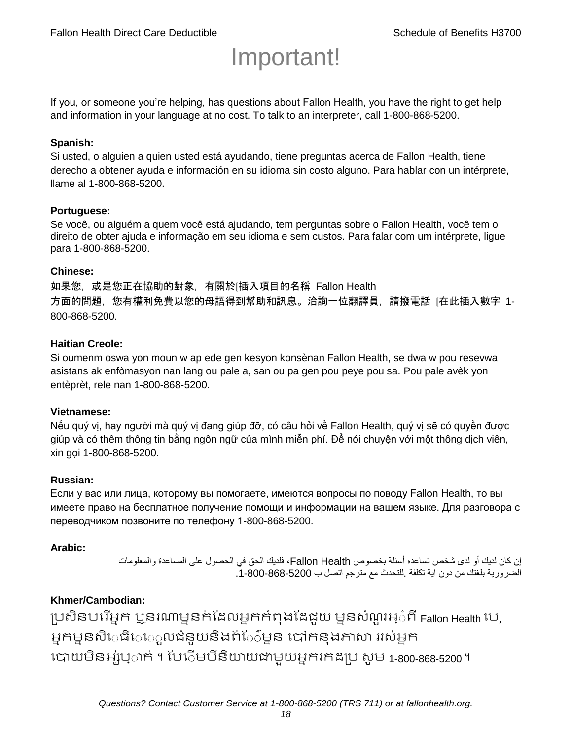# Important!

If you, or someone you're helping, has questions about Fallon Health, you have the right to get help and information in your language at no cost. To talk to an interpreter, call 1-800-868-5200.

**Spanish:**
Si usted, o alguien a quien usted está ayudando, tiene preguntas acerca de Fallon Health, tiene derecho a obtener ayuda e información en su idioma sin costo alguno. Para hablar con un intérprete, llame al 1-800-868-5200.

**Portuguese:**
Se você, ou alguém a quem você está ajudando, tem perguntas sobre o Fallon Health, você tem o direito de obter ajuda e informação em seu idioma e sem custos. Para falar com um intérprete, ligue para 1-800-868-5200.

**Chinese:**
如果您，或是您正在協助的對象，有關於[插入項目的名稱 Fallon Health 方面的問題，您有權利免費以您的母語得到幫助和訊息。洽詢一位翻譯員，請撥電話 [在此插入數字 1-800-868-5200.

**Haitian Creole:**
Si oumenm oswa yon moun w ap ede gen kesyon konsènan Fallon Health, se dwa w pou resevwa asistans ak enfòmasyon nan lang ou pale a, san ou pa gen pou peye pou sa. Pou pale avèk yon entèprèt, rele nan 1-800-868-5200.

**Vietnamese:**
Nếu quý vị, hay người mà quý vị đang giúp đỡ, có câu hỏi về Fallon Health, quý vị sẽ có quyền được giúp và có thêm thông tin bằng ngôn ngữ của mình miễn phí. Để nói chuyện với một thông dịch viên, xin gọi 1-800-868-5200.

**Russian:**
Если у вас или лица, которому вы помогаете, имеются вопросы по поводу Fallon Health, то вы имеете право на бесплатное получение помощи и информации на вашем языке. Для разговора с переводчиком позвоните по телефону 1-800-868-5200.

**Arabic:**
إن كان لديك أو لدى شخص تساعده أسئلة بخصوص Fallon Health، فلديك الحق في الحصول على المساعدة والمعلومات الضرورية بلغتك من دون اية تكلفة .للتحدث مع مترجم اتصل ب 1-800-868-5200.

**Khmer/Cambodian:**
ប្រសិនបរើអ្នក ឬនរណាម្នាក់ដែលអ្នកកំពុងដែជួយ ម្នានសំណួរអ្ំពី Fallon Health បេ, អ្នកម្នានសិេធិេេ្ួលជំនួយនិងព័ែ៌ម្នាន បៅកនុងភាសា ររស់អ្នក បោយមិនអ្ស់ប្ាក់ ។ បែើេមបីនិយាយជាមួយអ្នករកដប្រ សូម 1-800-868-5200 ។

*Questions? Contact Customer Service at 1-800-868-5200 (TRS 711) or at fallonhealth.org.*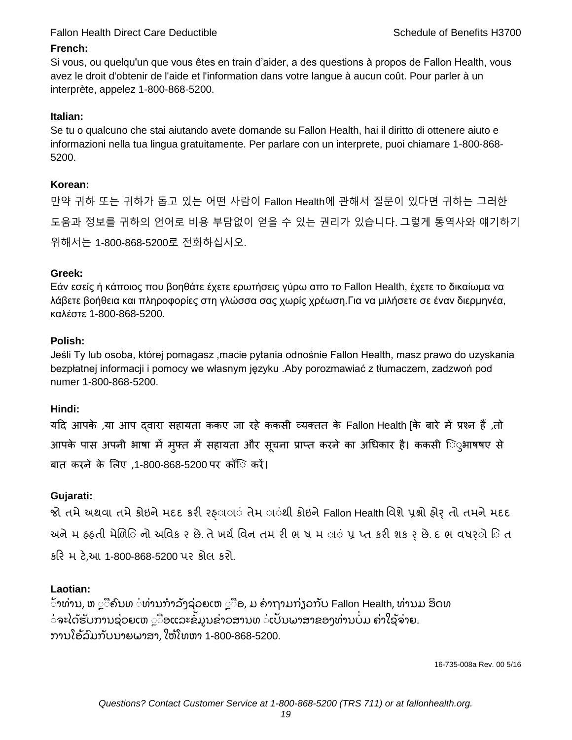**French:**

Si vous, ou quelqu'un que vous êtes en train d'aider, a des questions à propos de Fallon Health, vous avez le droit d'obtenir de l'aide et l'information dans votre langue à aucun coût. Pour parler à un interprète, appelez 1-800-868-5200.

**Italian:**

Se tu o qualcuno che stai aiutando avete domande su Fallon Health, hai il diritto di ottenere aiuto e informazioni nella tua lingua gratuitamente. Per parlare con un interprete, puoi chiamare 1-800-868-5200.

**Korean:**

만약 귀하 또는 귀하가 돕고 있는 어떤 사람이 Fallon Health에 관해서 질문이 있다면 귀하는 그러한 도움과 정보를 귀하의 언어로 비용 부담없이 얻을 수 있는 권리가 있습니다. 그렇게 통역사와 얘기하기 위해서는 1-800-868-5200로 전화하십시오.

**Greek:**

Εάν εσείς ή κάποιος που βοηθάτε έχετε ερωτήσεις γύρω απο το Fallon Health, έχετε το δικαίωμα να λάβετε βοήθεια και πληροφορίες στη γλώσσα σας χωρίς χρέωση.Για να μιλήσετε σε έναν διερμηνέα, καλέστε 1-800-868-5200.

**Polish:**

Jeśli Ty lub osoba, której pomagasz ,macie pytania odnośnie Fallon Health, masz prawo do uzyskania bezpłatnej informacji i pomocy we własnym języku .Aby porozmawiać z tłumaczem, zadzwoń pod numer 1-800-868-5200.

**Hindi:**

यदि आपके ,या आप द्वारा सहायता ककए जा रहे ककसी व्यक्तत के Fallon Health [के बारे में प्रश्न हैं ,तो आपके पास अपनी भाषा में मुफ्त में सहायता और सूचना प्राप्त करने का अधिकार है। ककसी िुभाषषए से बात करने के लिए ,1-800-868-5200 पर कॉि करें।

**Gujarati:**

જો તમે અથવા તમે કોઇને મદદ કરી રહ્યાં તેમ ાંથી કોઇને Fallon Health વિશે પ્રશ્નો હોર્ તો તમને મદદ અને મ હહતી મેળિિ નો અવિક ર છે. તે ખર્ચ વિન તમ રી ભ ષ મ ાં પ્ર પ્ત કરી શક ર્ છે. દ ભ વષર્ો િ ત કરિ મ ટે,આ 1-800-868-5200 પર કોલ કરો.

**Laotian:**

ຖ້າທ່ານ, ຫ ຼືຄົນທ ່ທ່ານກໍາລັງຊ່ວຍເຫ ຼືອ, ມ ຄໍາຖາມກ່ຽວກັບ Fallon Health, ທ່ານມ ສິດທ ່ຈະໄດ້ຮັບການຊ່ວຍເຫ ຼືອແລະຂໍ້ມູນຂ່າວສານທ ່ເປັນພາສາຂອງທ່ານບໍ່ມ ຄ່າໃຊ້ຈ່າຍ. ການໂອ້ລົມກັບນາຍພາສາ, ໃຫ້ໂທຫາ 1-800-868-5200.

16-735-008a Rev. 00 5/16